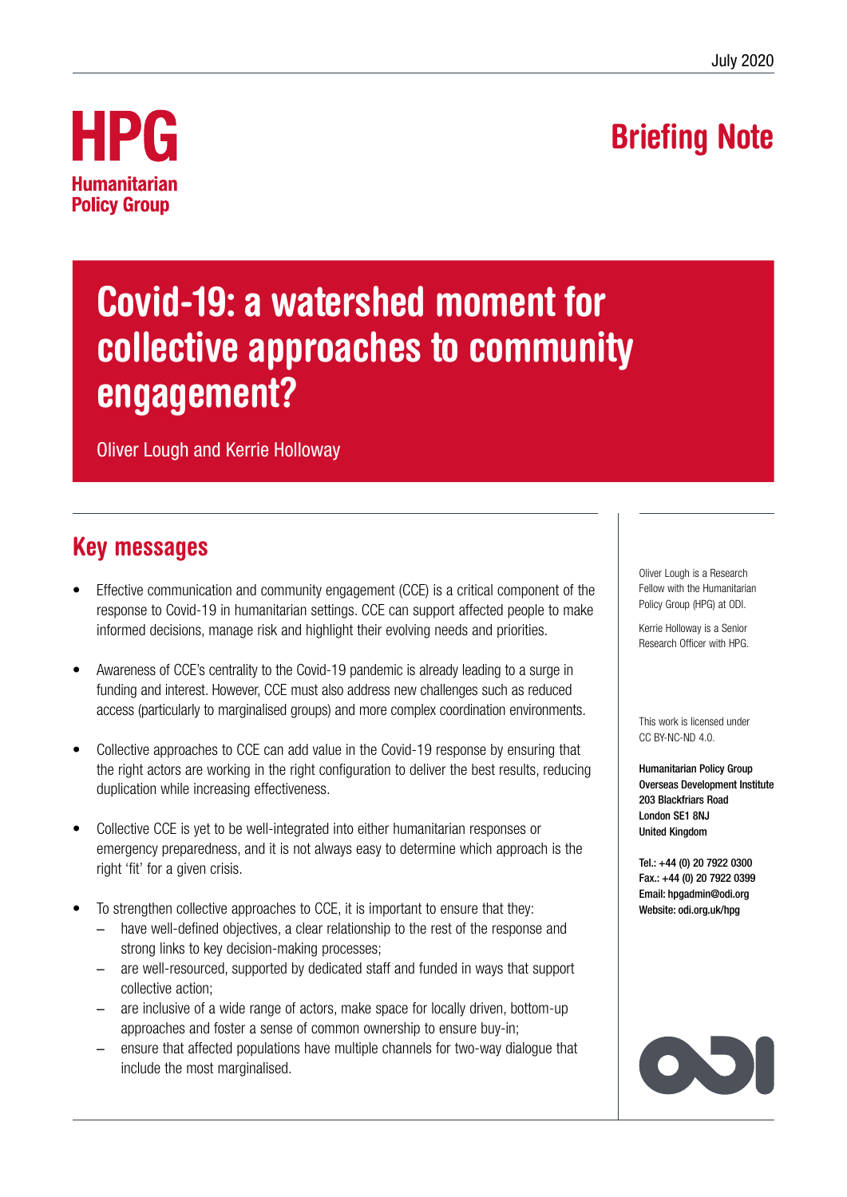July 2020

**HPG**
**Humanitarian Policy Group**

**Briefing Note**

# Covid-19: a watershed moment for collective approaches to community engagement?

Oliver Lough and Kerrie Holloway

## Key messages

- Effective communication and community engagement (CCE) is a critical component of the response to Covid-19 in humanitarian settings. CCE can support affected people to make informed decisions, manage risk and highlight their evolving needs and priorities.
- Awareness of CCE's centrality to the Covid-19 pandemic is already leading to a surge in funding and interest. However, CCE must also address new challenges such as reduced access (particularly to marginalised groups) and more complex coordination environments.
- Collective approaches to CCE can add value in the Covid-19 response by ensuring that the right actors are working in the right configuration to deliver the best results, reducing duplication while increasing effectiveness.
- Collective CCE is yet to be well-integrated into either humanitarian responses or emergency preparedness, and it is not always easy to determine which approach is the right 'fit' for a given crisis.
- To strengthen collective approaches to CCE, it is important to ensure that they:
  - have well-defined objectives, a clear relationship to the rest of the response and strong links to key decision-making processes;
  - are well-resourced, supported by dedicated staff and funded in ways that support collective action;
  - are inclusive of a wide range of actors, make space for locally driven, bottom-up approaches and foster a sense of common ownership to ensure buy-in;
  - ensure that affected populations have multiple channels for two-way dialogue that include the most marginalised.

Oliver Lough is a Research Fellow with the Humanitarian Policy Group (HPG) at ODI.

Kerrie Holloway is a Senior Research Officer with HPG.

This work is licensed under CC BY-NC-ND 4.0.

**Humanitarian Policy Group**
**Overseas Development Institute**
**203 Blackfriars Road**
**London SE1 8NJ**
**United Kingdom**

**Tel.: +44 (0) 20 7922 0300**
**Fax.: +44 (0) 20 7922 0399**
**Email: hpgadmin@odi.org**
**Website: odi.org.uk/hpg**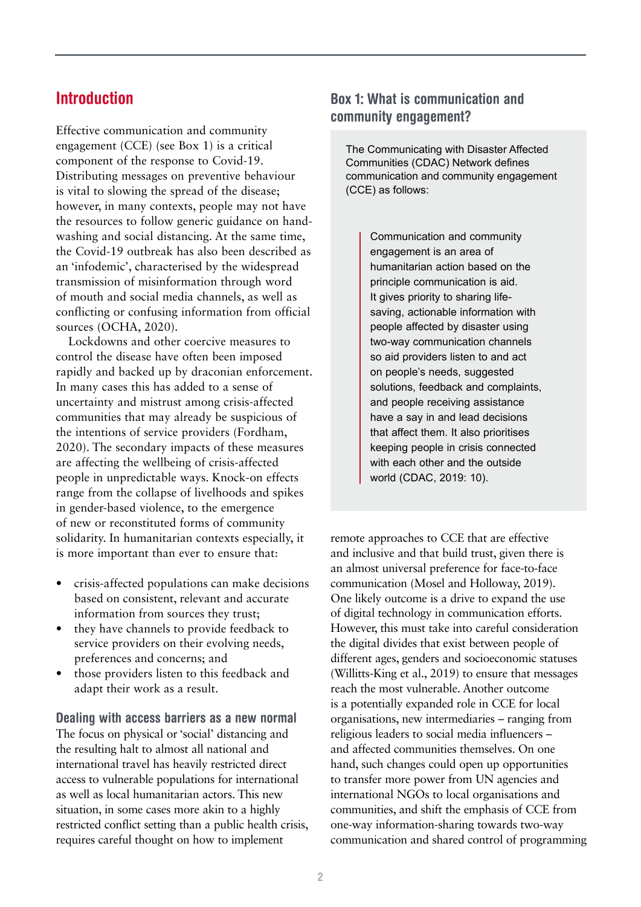## Introduction

Effective communication and community engagement (CCE) (see Box 1) is a critical component of the response to Covid-19. Distributing messages on preventive behaviour is vital to slowing the spread of the disease; however, in many contexts, people may not have the resources to follow generic guidance on hand-washing and social distancing. At the same time, the Covid-19 outbreak has also been described as an 'infodemic', characterised by the widespread transmission of misinformation through word of mouth and social media channels, as well as conflicting or confusing information from official sources (OCHA, 2020).

Lockdowns and other coercive measures to control the disease have often been imposed rapidly and backed up by draconian enforcement. In many cases this has added to a sense of uncertainty and mistrust among crisis-affected communities that may already be suspicious of the intentions of service providers (Fordham, 2020). The secondary impacts of these measures are affecting the wellbeing of crisis-affected people in unpredictable ways. Knock-on effects range from the collapse of livelihoods and spikes in gender-based violence, to the emergence of new or reconstituted forms of community solidarity. In humanitarian contexts especially, it is more important than ever to ensure that:

- crisis-affected populations can make decisions based on consistent, relevant and accurate information from sources they trust;
- they have channels to provide feedback to service providers on their evolving needs, preferences and concerns; and
- those providers listen to this feedback and adapt their work as a result.

### Box 1: What is communication and community engagement?

The Communicating with Disaster Affected Communities (CDAC) Network defines communication and community engagement (CCE) as follows:

> Communication and community engagement is an area of humanitarian action based on the principle communication is aid. It gives priority to sharing life-saving, actionable information with people affected by disaster using two-way communication channels so aid providers listen to and act on people's needs, suggested solutions, feedback and complaints, and people receiving assistance have a say in and lead decisions that affect them. It also prioritises keeping people in crisis connected with each other and the outside world (CDAC, 2019: 10).

### Dealing with access barriers as a new normal

The focus on physical or 'social' distancing and the resulting halt to almost all national and international travel has heavily restricted direct access to vulnerable populations for international as well as local humanitarian actors. This new situation, in some cases more akin to a highly restricted conflict setting than a public health crisis, requires careful thought on how to implement remote approaches to CCE that are effective and inclusive and that build trust, given there is an almost universal preference for face-to-face communication (Mosel and Holloway, 2019). One likely outcome is a drive to expand the use of digital technology in communication efforts. However, this must take into careful consideration the digital divides that exist between people of different ages, genders and socioeconomic statuses (Willitts-King et al., 2019) to ensure that messages reach the most vulnerable. Another outcome is a potentially expanded role in CCE for local organisations, new intermediaries – ranging from religious leaders to social media influencers – and affected communities themselves. On one hand, such changes could open up opportunities to transfer more power from UN agencies and international NGOs to local organisations and communities, and shift the emphasis of CCE from one-way information-sharing towards two-way communication and shared control of programming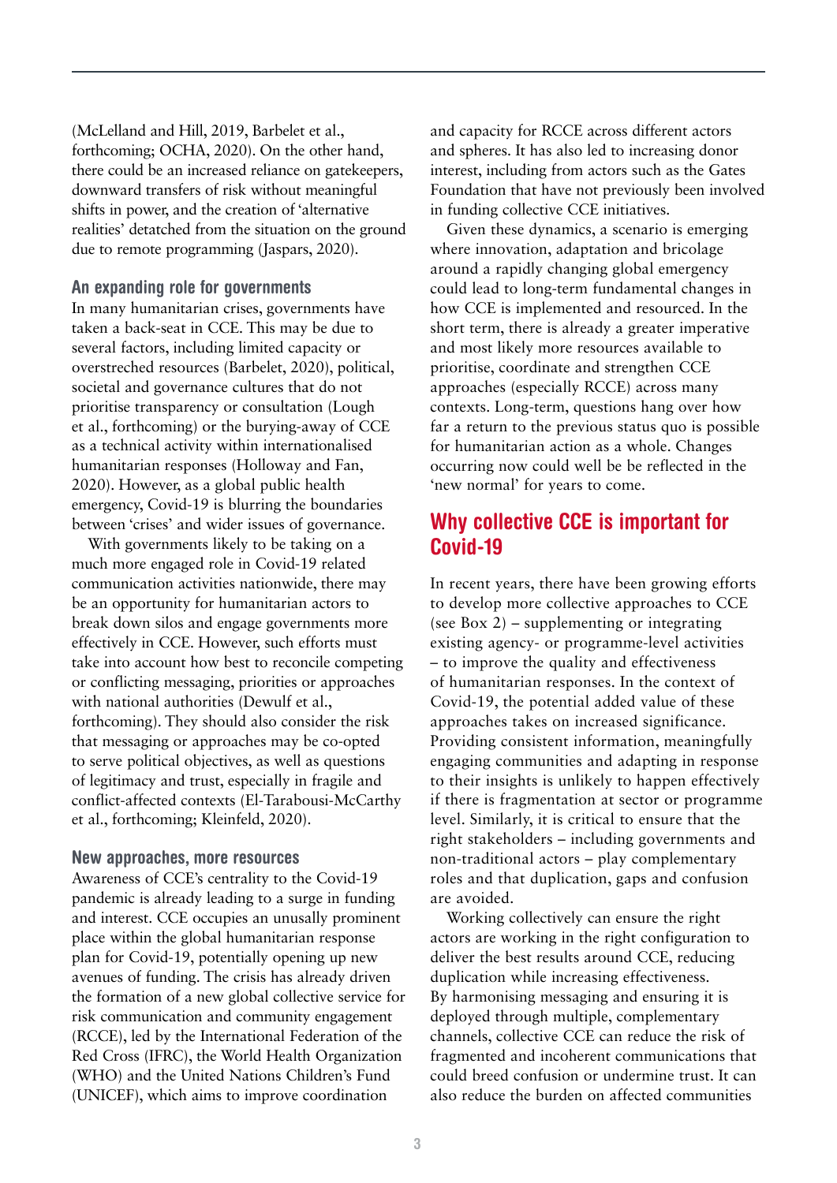(McLelland and Hill, 2019, Barbelet et al., forthcoming; OCHA, 2020). On the other hand, there could be an increased reliance on gatekeepers, downward transfers of risk without meaningful shifts in power, and the creation of 'alternative realities' detatched from the situation on the ground due to remote programming (Jaspars, 2020).

### An expanding role for governments

In many humanitarian crises, governments have taken a back-seat in CCE. This may be due to several factors, including limited capacity or overstreched resources (Barbelet, 2020), political, societal and governance cultures that do not prioritise transparency or consultation (Lough et al., forthcoming) or the burying-away of CCE as a technical activity within internationalised humanitarian responses (Holloway and Fan, 2020). However, as a global public health emergency, Covid-19 is blurring the boundaries between 'crises' and wider issues of governance.

With governments likely to be taking on a much more engaged role in Covid-19 related communication activities nationwide, there may be an opportunity for humanitarian actors to break down silos and engage governments more effectively in CCE. However, such efforts must take into account how best to reconcile competing or conflicting messaging, priorities or approaches with national authorities (Dewulf et al., forthcoming). They should also consider the risk that messaging or approaches may be co-opted to serve political objectives, as well as questions of legitimacy and trust, especially in fragile and conflict-affected contexts (El-Taraboulsi-McCarthy et al., forthcoming; Kleinfeld, 2020).

### New approaches, more resources

Awareness of CCE's centrality to the Covid-19 pandemic is already leading to a surge in funding and interest. CCE occupies an unusally prominent place within the global humanitarian response plan for Covid-19, potentially opening up new avenues of funding. The crisis has already driven the formation of a new global collective service for risk communication and community engagement (RCCE), led by the International Federation of the Red Cross (IFRC), the World Health Organization (WHO) and the United Nations Children's Fund (UNICEF), which aims to improve coordination and capacity for RCCE across different actors and spheres. It has also led to increasing donor interest, including from actors such as the Gates Foundation that have not previously been involved in funding collective CCE initiatives.

Given these dynamics, a scenario is emerging where innovation, adaptation and bricolage around a rapidly changing global emergency could lead to long-term fundamental changes in how CCE is implemented and resourced. In the short term, there is already a greater imperative and most likely more resources available to prioritise, coordinate and strengthen CCE approaches (especially RCCE) across many contexts. Long-term, questions hang over how far a return to the previous status quo is possible for humanitarian action as a whole. Changes occurring now could well be be reflected in the 'new normal' for years to come.

## Why collective CCE is important for Covid-19

In recent years, there have been growing efforts to develop more collective approaches to CCE (see Box 2) – supplementing or integrating existing agency- or programme-level activities – to improve the quality and effectiveness of humanitarian responses. In the context of Covid-19, the potential added value of these approaches takes on increased significance. Providing consistent information, meaningfully engaging communities and adapting in response to their insights is unlikely to happen effectively if there is fragmentation at sector or programme level. Similarly, it is critical to ensure that the right stakeholders – including governments and non-traditional actors – play complementary roles and that duplication, gaps and confusion are avoided.

Working collectively can ensure the right actors are working in the right configuration to deliver the best results around CCE, reducing duplication while increasing effectiveness. By harmonising messaging and ensuring it is deployed through multiple, complementary channels, collective CCE can reduce the risk of fragmented and incoherent communications that could breed confusion or undermine trust. It can also reduce the burden on affected communities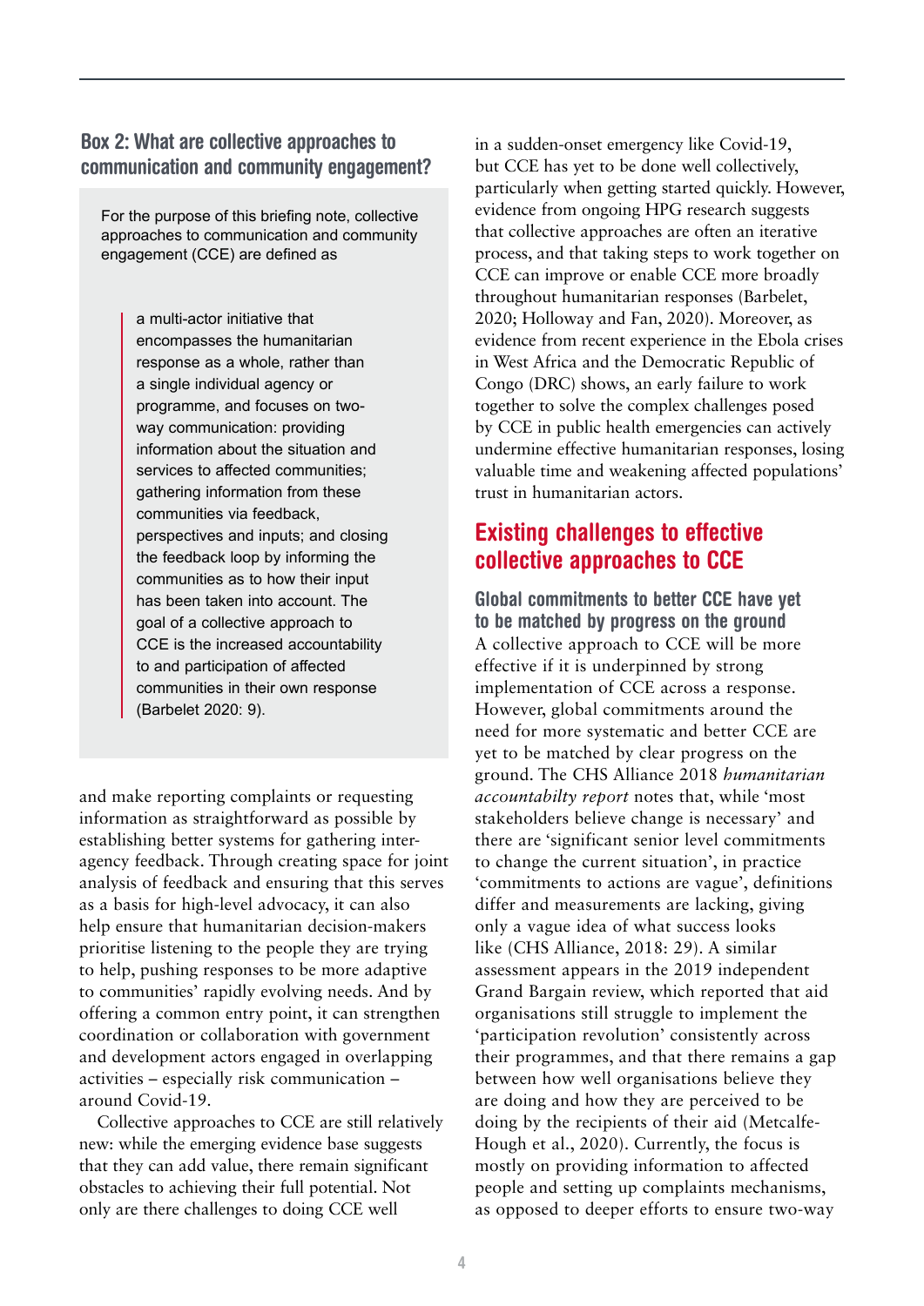### Box 2: What are collective approaches to communication and community engagement?

For the purpose of this briefing note, collective approaches to communication and community engagement (CCE) are defined as

> a multi-actor initiative that encompasses the humanitarian response as a whole, rather than a single individual agency or programme, and focuses on two-way communication: providing information about the situation and services to affected communities; gathering information from these communities via feedback, perspectives and inputs; and closing the feedback loop by informing the communities as to how their input has been taken into account. The goal of a collective approach to CCE is the increased accountability to and participation of affected communities in their own response (Barbelet 2020: 9).

and make reporting complaints or requesting information as straightforward as possible by establishing better systems for gathering inter-agency feedback. Through creating space for joint analysis of feedback and ensuring that this serves as a basis for high-level advocacy, it can also help ensure that humanitarian decision-makers prioritise listening to the people they are trying to help, pushing responses to be more adaptive to communities' rapidly evolving needs. And by offering a common entry point, it can strengthen coordination or collaboration with government and development actors engaged in overlapping activities – especially risk communication – around Covid-19.

Collective approaches to CCE are still relatively new: while the emerging evidence base suggests that they can add value, there remain significant obstacles to achieving their full potential. Not only are there challenges to doing CCE well in a sudden-onset emergency like Covid-19, but CCE has yet to be done well collectively, particularly when getting started quickly. However, evidence from ongoing HPG research suggests that collective approaches are often an iterative process, and that taking steps to work together on CCE can improve or enable CCE more broadly throughout humanitarian responses (Barbelet, 2020; Holloway and Fan, 2020). Moreover, as evidence from recent experience in the Ebola crises in West Africa and the Democratic Republic of Congo (DRC) shows, an early failure to work together to solve the complex challenges posed by CCE in public health emergencies can actively undermine effective humanitarian responses, losing valuable time and weakening affected populations' trust in humanitarian actors.

## Existing challenges to effective collective approaches to CCE

### Global commitments to better CCE have yet to be matched by progress on the ground

A collective approach to CCE will be more effective if it is underpinned by strong implementation of CCE across a response. However, global commitments around the need for more systematic and better CCE are yet to be matched by clear progress on the ground. The CHS Alliance 2018 *humanitarian accountabilty report* notes that, while 'most stakeholders believe change is necessary' and there are 'significant senior level commitments to change the current situation', in practice 'commitments to actions are vague', definitions differ and measurements are lacking, giving only a vague idea of what success looks like (CHS Alliance, 2018: 29). A similar assessment appears in the 2019 independent Grand Bargain review, which reported that aid organisations still struggle to implement the 'participation revolution' consistently across their programmes, and that there remains a gap between how well organisations believe they are doing and how they are perceived to be doing by the recipients of their aid (Metcalfe-Hough et al., 2020). Currently, the focus is mostly on providing information to affected people and setting up complaints mechanisms, as opposed to deeper efforts to ensure two-way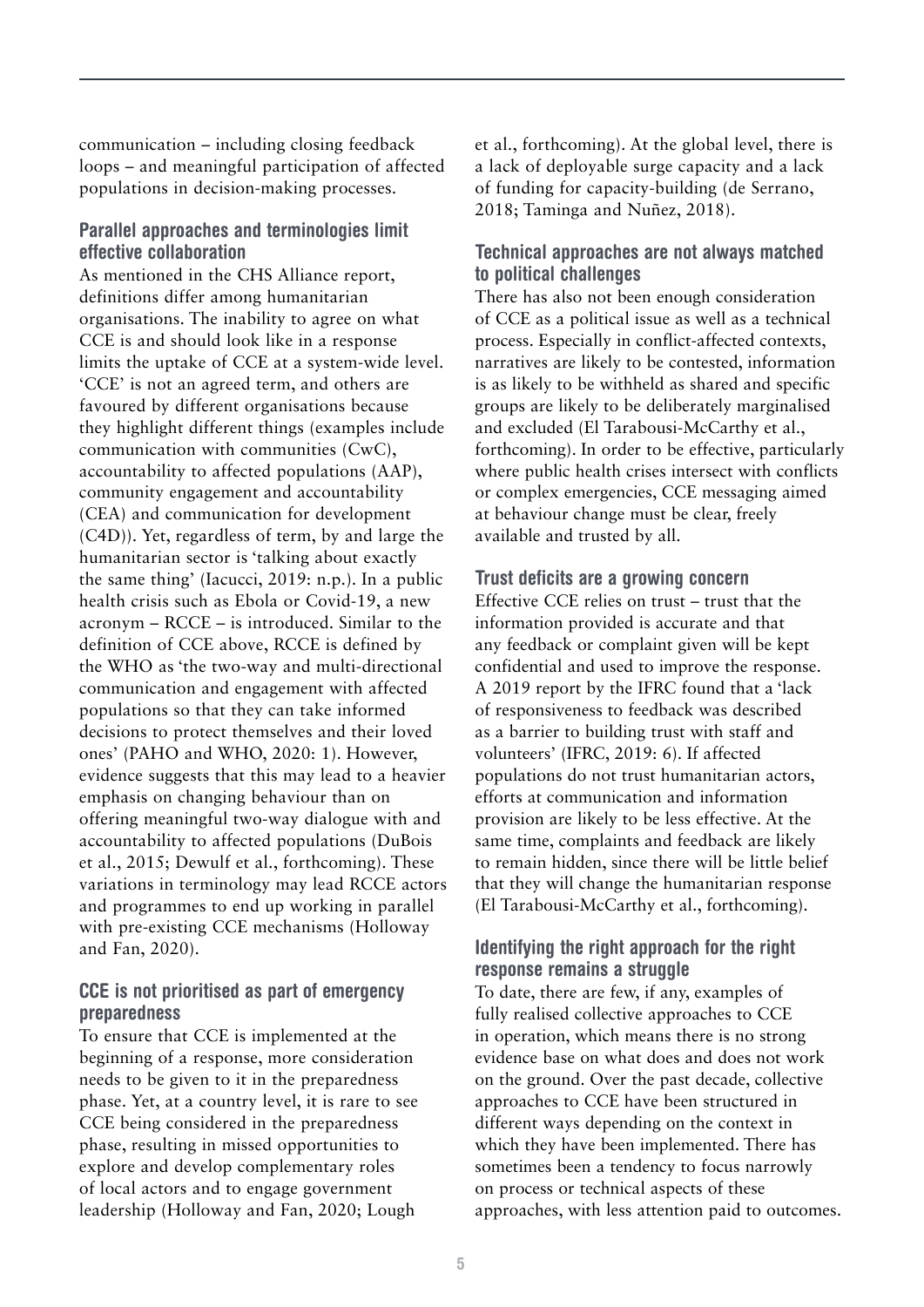communication – including closing feedback loops – and meaningful participation of affected populations in decision-making processes.

### Parallel approaches and terminologies limit effective collaboration

As mentioned in the CHS Alliance report, definitions differ among humanitarian organisations. The inability to agree on what CCE is and should look like in a response limits the uptake of CCE at a system-wide level. 'CCE' is not an agreed term, and others are favoured by different organisations because they highlight different things (examples include communication with communities (CwC), accountability to affected populations (AAP), community engagement and accountability (CEA) and communication for development (C4D)). Yet, regardless of term, by and large the humanitarian sector is 'talking about exactly the same thing' (Iacucci, 2019: n.p.). In a public health crisis such as Ebola or Covid-19, a new acronym – RCCE – is introduced. Similar to the definition of CCE above, RCCE is defined by the WHO as 'the two-way and multi-directional communication and engagement with affected populations so that they can take informed decisions to protect themselves and their loved ones' (PAHO and WHO, 2020: 1). However, evidence suggests that this may lead to a heavier emphasis on changing behaviour than on offering meaningful two-way dialogue with and accountability to affected populations (DuBois et al., 2015; Dewulf et al., forthcoming). These variations in terminology may lead RCCE actors and programmes to end up working in parallel with pre-existing CCE mechanisms (Holloway and Fan, 2020).

### CCE is not prioritised as part of emergency preparedness

To ensure that CCE is implemented at the beginning of a response, more consideration needs to be given to it in the preparedness phase. Yet, at a country level, it is rare to see CCE being considered in the preparedness phase, resulting in missed opportunities to explore and develop complementary roles of local actors and to engage government leadership (Holloway and Fan, 2020; Lough et al., forthcoming). At the global level, there is a lack of deployable surge capacity and a lack of funding for capacity-building (de Serrano, 2018; Taminga and Nuñez, 2018).

### Technical approaches are not always matched to political challenges

There has also not been enough consideration of CCE as a political issue as well as a technical process. Especially in conflict-affected contexts, narratives are likely to be contested, information is as likely to be withheld as shared and specific groups are likely to be deliberately marginalised and excluded (El Taraboulsi-McCarthy et al., forthcoming). In order to be effective, particularly where public health crises intersect with conflicts or complex emergencies, CCE messaging aimed at behaviour change must be clear, freely available and trusted by all.

### Trust deficits are a growing concern

Effective CCE relies on trust – trust that the information provided is accurate and that any feedback or complaint given will be kept confidential and used to improve the response. A 2019 report by the IFRC found that a 'lack of responsiveness to feedback was described as a barrier to building trust with staff and volunteers' (IFRC, 2019: 6). If affected populations do not trust humanitarian actors, efforts at communication and information provision are likely to be less effective. At the same time, complaints and feedback are likely to remain hidden, since there will be little belief that they will change the humanitarian response (El Taraboulsi-McCarthy et al., forthcoming).

### Identifying the right approach for the right response remains a struggle

To date, there are few, if any, examples of fully realised collective approaches to CCE in operation, which means there is no strong evidence base on what does and does not work on the ground. Over the past decade, collective approaches to CCE have been structured in different ways depending on the context in which they have been implemented. There has sometimes been a tendency to focus narrowly on process or technical aspects of these approaches, with less attention paid to outcomes.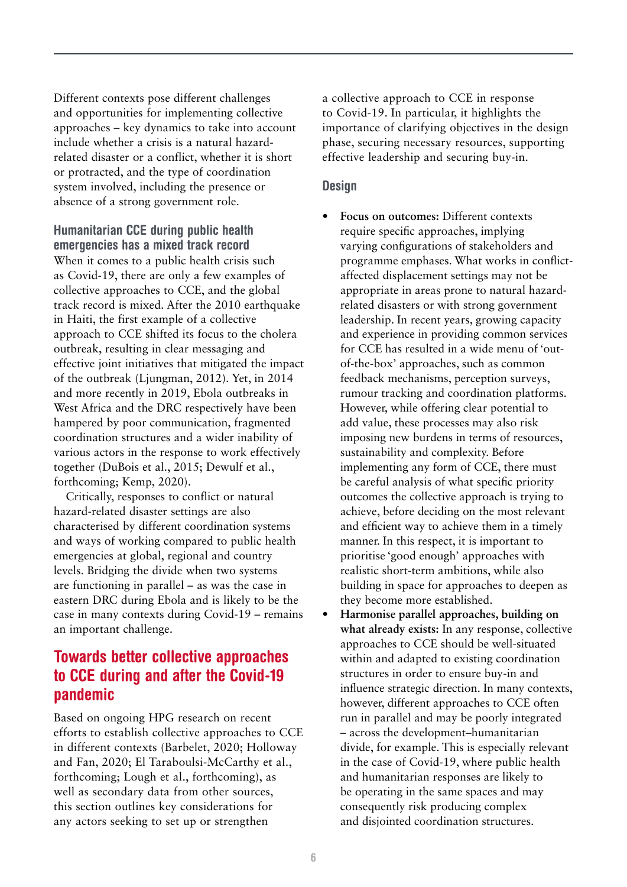Different contexts pose different challenges and opportunities for implementing collective approaches – key dynamics to take into account include whether a crisis is a natural hazard-related disaster or a conflict, whether it is short or protracted, and the type of coordination system involved, including the presence or absence of a strong government role.

### Humanitarian CCE during public health emergencies has a mixed track record

When it comes to a public health crisis such as Covid-19, there are only a few examples of collective approaches to CCE, and the global track record is mixed. After the 2010 earthquake in Haiti, the first example of a collective approach to CCE shifted its focus to the cholera outbreak, resulting in clear messaging and effective joint initiatives that mitigated the impact of the outbreak (Ljungman, 2012). Yet, in 2014 and more recently in 2019, Ebola outbreaks in West Africa and the DRC respectively have been hampered by poor communication, fragmented coordination structures and a wider inability of various actors in the response to work effectively together (DuBois et al., 2015; Dewulf et al., forthcoming; Kemp, 2020).

Critically, responses to conflict or natural hazard-related disaster settings are also characterised by different coordination systems and ways of working compared to public health emergencies at global, regional and country levels. Bridging the divide when two systems are functioning in parallel – as was the case in eastern DRC during Ebola and is likely to be the case in many contexts during Covid-19 – remains an important challenge.

## Towards better collective approaches to CCE during and after the Covid-19 pandemic

Based on ongoing HPG research on recent efforts to establish collective approaches to CCE in different contexts (Barbelet, 2020; Holloway and Fan, 2020; El Taraboulsi-McCarthy et al., forthcoming; Lough et al., forthcoming), as well as secondary data from other sources, this section outlines key considerations for any actors seeking to set up or strengthen a collective approach to CCE in response to Covid-19. In particular, it highlights the importance of clarifying objectives in the design phase, securing necessary resources, supporting effective leadership and securing buy-in.

### Design

- **Focus on outcomes:** Different contexts require specific approaches, implying varying configurations of stakeholders and programme emphases. What works in conflict-affected displacement settings may not be appropriate in areas prone to natural hazard-related disasters or with strong government leadership. In recent years, growing capacity and experience in providing common services for CCE has resulted in a wide menu of 'out-of-the-box' approaches, such as common feedback mechanisms, perception surveys, rumour tracking and coordination platforms. However, while offering clear potential to add value, these processes may also risk imposing new burdens in terms of resources, sustainability and complexity. Before implementing any form of CCE, there must be careful analysis of what specific priority outcomes the collective approach is trying to achieve, before deciding on the most relevant and efficient way to achieve them in a timely manner. In this respect, it is important to prioritise 'good enough' approaches with realistic short-term ambitions, while also building in space for approaches to deepen as they become more established.
- **Harmonise parallel approaches, building on what already exists:** In any response, collective approaches to CCE should be well-situated within and adapted to existing coordination structures in order to ensure buy-in and influence strategic direction. In many contexts, however, different approaches to CCE often run in parallel and may be poorly integrated – across the development–humanitarian divide, for example. This is especially relevant in the case of Covid-19, where public health and humanitarian responses are likely to be operating in the same spaces and may consequently risk producing complex and disjointed coordination structures.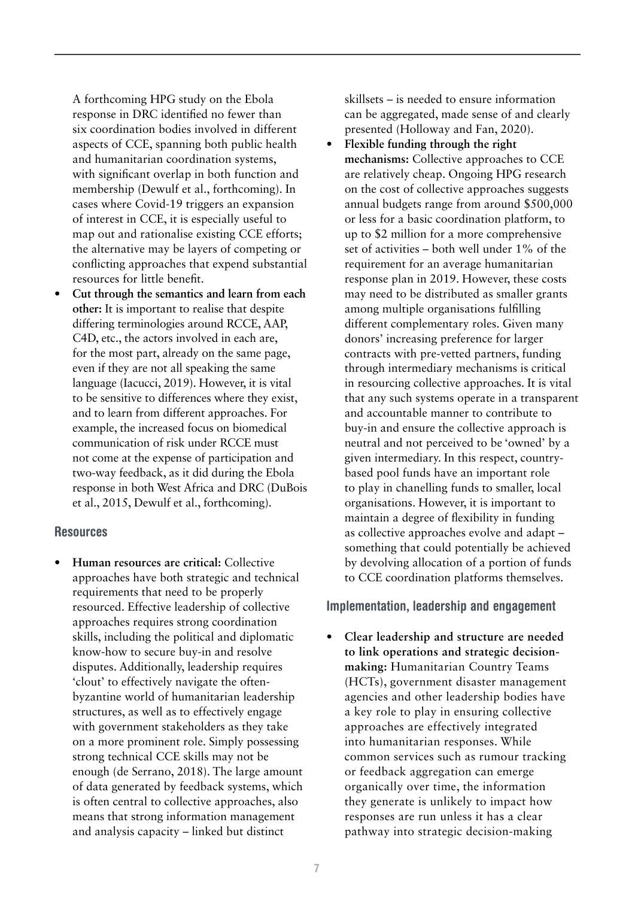A forthcoming HPG study on the Ebola response in DRC identified no fewer than six coordination bodies involved in different aspects of CCE, spanning both public health and humanitarian coordination systems, with significant overlap in both function and membership (Dewulf et al., forthcoming). In cases where Covid-19 triggers an expansion of interest in CCE, it is especially useful to map out and rationalise existing CCE efforts; the alternative may be layers of competing or conflicting approaches that expend substantial resources for little benefit.

- **Cut through the semantics and learn from each other:** It is important to realise that despite differing terminologies around RCCE, AAP, C4D, etc., the actors involved in each are, for the most part, already on the same page, even if they are not all speaking the same language (Iacucci, 2019). However, it is vital to be sensitive to differences where they exist, and to learn from different approaches. For example, the increased focus on biomedical communication of risk under RCCE must not come at the expense of participation and two-way feedback, as it did during the Ebola response in both West Africa and DRC (DuBois et al., 2015, Dewulf et al., forthcoming).

### Resources

- **Human resources are critical:** Collective approaches have both strategic and technical requirements that need to be properly resourced. Effective leadership of collective approaches requires strong coordination skills, including the political and diplomatic know-how to secure buy-in and resolve disputes. Additionally, leadership requires 'clout' to effectively navigate the often-byzantine world of humanitarian leadership structures, as well as to effectively engage with government stakeholders as they take on a more prominent role. Simply possessing strong technical CCE skills may not be enough (de Serrano, 2018). The large amount of data generated by feedback systems, which is often central to collective approaches, also means that strong information management and analysis capacity – linked but distinct skillsets – is needed to ensure information can be aggregated, made sense of and clearly presented (Holloway and Fan, 2020).
- **Flexible funding through the right mechanisms:** Collective approaches to CCE are relatively cheap. Ongoing HPG research on the cost of collective approaches suggests annual budgets range from around \$500,000 or less for a basic coordination platform, to up to \$2 million for a more comprehensive set of activities – both well under 1% of the requirement for an average humanitarian response plan in 2019. However, these costs may need to be distributed as smaller grants among multiple organisations fulfilling different complementary roles. Given many donors' increasing preference for larger contracts with pre-vetted partners, funding through intermediary mechanisms is critical in resourcing collective approaches. It is vital that any such systems operate in a transparent and accountable manner to contribute to buy-in and ensure the collective approach is neutral and not perceived to be 'owned' by a given intermediary. In this respect, country-based pool funds have an important role to play in chanelling funds to smaller, local organisations. However, it is important to maintain a degree of flexibility in funding as collective approaches evolve and adapt – something that could potentially be achieved by devolving allocation of a portion of funds to CCE coordination platforms themselves.

### Implementation, leadership and engagement

- **Clear leadership and structure are needed to link operations and strategic decision-making:** Humanitarian Country Teams (HCTs), government disaster management agencies and other leadership bodies have a key role to play in ensuring collective approaches are effectively integrated into humanitarian responses. While common services such as rumour tracking or feedback aggregation can emerge organically over time, the information they generate is unlikely to impact how responses are run unless it has a clear pathway into strategic decision-making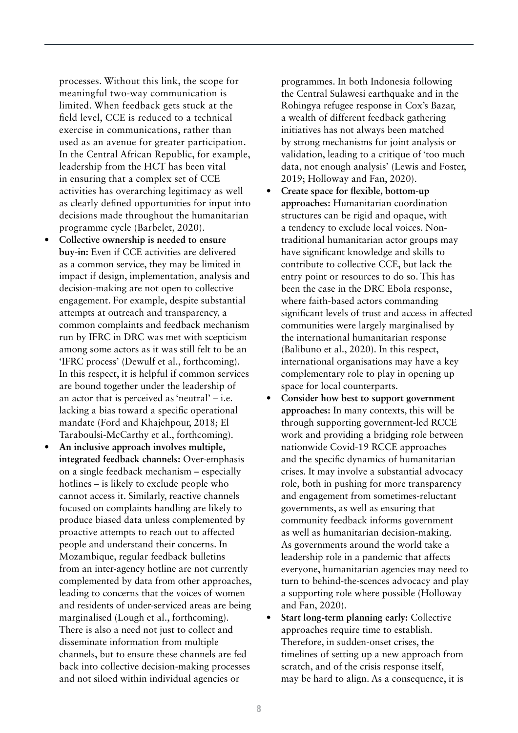processes. Without this link, the scope for meaningful two-way communication is limited. When feedback gets stuck at the field level, CCE is reduced to a technical exercise in communications, rather than used as an avenue for greater participation. In the Central African Republic, for example, leadership from the HCT has been vital in ensuring that a complex set of CCE activities has overarching legitimacy as well as clearly defined opportunities for input into decisions made throughout the humanitarian programme cycle (Barbelet, 2020).

- **Collective ownership is needed to ensure buy-in:** Even if CCE activities are delivered as a common service, they may be limited in impact if design, implementation, analysis and decision-making are not open to collective engagement. For example, despite substantial attempts at outreach and transparency, a common complaints and feedback mechanism run by IFRC in DRC was met with scepticism among some actors as it was still felt to be an 'IFRC process' (Dewulf et al., forthcoming). In this respect, it is helpful if common services are bound together under the leadership of an actor that is perceived as 'neutral' – i.e. lacking a bias toward a specific operational mandate (Ford and Khajehpour, 2018; El Taraboulsi-McCarthy et al., forthcoming).
- **An inclusive approach involves multiple, integrated feedback channels:** Over-emphasis on a single feedback mechanism – especially hotlines – is likely to exclude people who cannot access it. Similarly, reactive channels focused on complaints handling are likely to produce biased data unless complemented by proactive attempts to reach out to affected people and understand their concerns. In Mozambique, regular feedback bulletins from an inter-agency hotline are not currently complemented by data from other approaches, leading to concerns that the voices of women and residents of under-serviced areas are being marginalised (Lough et al., forthcoming). There is also a need not just to collect and disseminate information from multiple channels, but to ensure these channels are fed back into collective decision-making processes and not siloed within individual agencies or programmes. In both Indonesia following the Central Sulawesi earthquake and in the Rohingya refugee response in Cox's Bazar, a wealth of different feedback gathering initiatives has not always been matched by strong mechanisms for joint analysis or validation, leading to a critique of 'too much data, not enough analysis' (Lewis and Foster, 2019; Holloway and Fan, 2020).
- **Create space for flexible, bottom-up approaches:** Humanitarian coordination structures can be rigid and opaque, with a tendency to exclude local voices. Non-traditional humanitarian actor groups may have significant knowledge and skills to contribute to collective CCE, but lack the entry point or resources to do so. This has been the case in the DRC Ebola response, where faith-based actors commanding significant levels of trust and access in affected communities were largely marginalised by the international humanitarian response (Balibuno et al., 2020). In this respect, international organisations may have a key complementary role to play in opening up space for local counterparts.
- **Consider how best to support government approaches:** In many contexts, this will be through supporting government-led RCCE work and providing a bridging role between nationwide Covid-19 RCCE approaches and the specific dynamics of humanitarian crises. It may involve a substantial advocacy role, both in pushing for more transparency and engagement from sometimes-reluctant governments, as well as ensuring that community feedback informs government as well as humanitarian decision-making. As governments around the world take a leadership role in a pandemic that affects everyone, humanitarian agencies may need to turn to behind-the-scences advocacy and play a supporting role where possible (Holloway and Fan, 2020).
- **Start long-term planning early:** Collective approaches require time to establish. Therefore, in sudden-onset crises, the timelines of setting up a new approach from scratch, and of the crisis response itself, may be hard to align. As a consequence, it is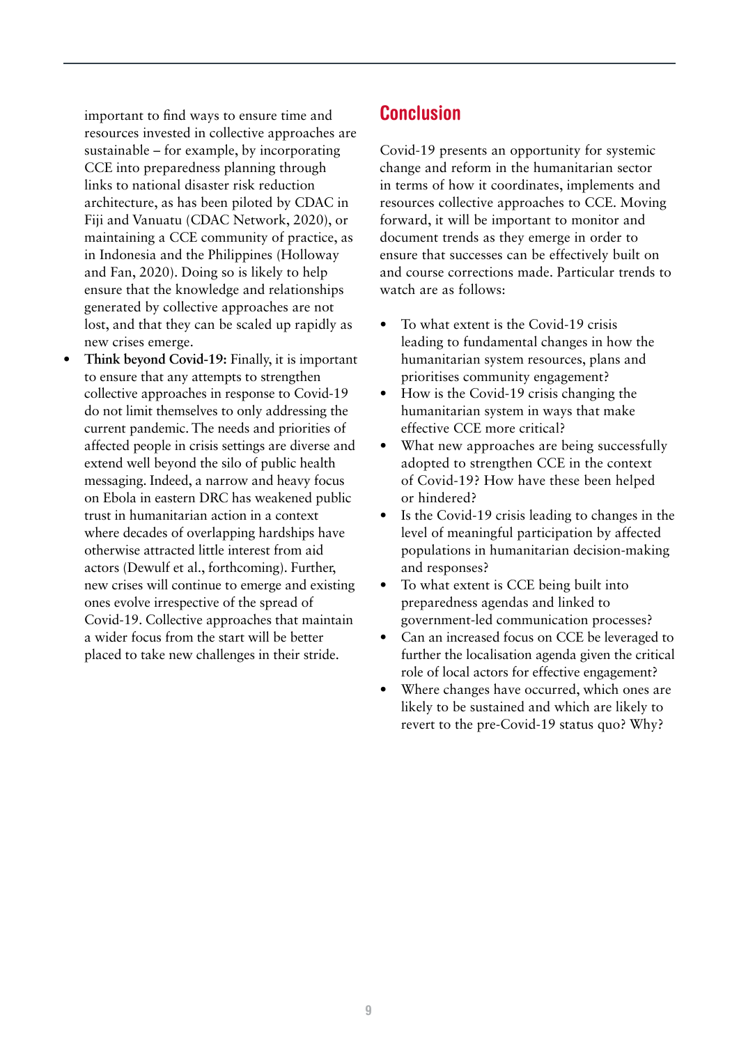important to find ways to ensure time and resources invested in collective approaches are sustainable – for example, by incorporating CCE into preparedness planning through links to national disaster risk reduction architecture, as has been piloted by CDAC in Fiji and Vanuatu (CDAC Network, 2020), or maintaining a CCE community of practice, as in Indonesia and the Philippines (Holloway and Fan, 2020). Doing so is likely to help ensure that the knowledge and relationships generated by collective approaches are not lost, and that they can be scaled up rapidly as new crises emerge.

- **Think beyond Covid-19:** Finally, it is important to ensure that any attempts to strengthen collective approaches in response to Covid-19 do not limit themselves to only addressing the current pandemic. The needs and priorities of affected people in crisis settings are diverse and extend well beyond the silo of public health messaging. Indeed, a narrow and heavy focus on Ebola in eastern DRC has weakened public trust in humanitarian action in a context where decades of overlapping hardships have otherwise attracted little interest from aid actors (Dewulf et al., forthcoming). Further, new crises will continue to emerge and existing ones evolve irrespective of the spread of Covid-19. Collective approaches that maintain a wider focus from the start will be better placed to take new challenges in their stride.

## Conclusion

Covid-19 presents an opportunity for systemic change and reform in the humanitarian sector in terms of how it coordinates, implements and resources collective approaches to CCE. Moving forward, it will be important to monitor and document trends as they emerge in order to ensure that successes can be effectively built on and course corrections made. Particular trends to watch are as follows:

- To what extent is the Covid-19 crisis leading to fundamental changes in how the humanitarian system resources, plans and prioritises community engagement?
- How is the Covid-19 crisis changing the humanitarian system in ways that make effective CCE more critical?
- What new approaches are being successfully adopted to strengthen CCE in the context of Covid-19? How have these been helped or hindered?
- Is the Covid-19 crisis leading to changes in the level of meaningful participation by affected populations in humanitarian decision-making and responses?
- To what extent is CCE being built into preparedness agendas and linked to government-led communication processes?
- Can an increased focus on CCE be leveraged to further the localisation agenda given the critical role of local actors for effective engagement?
- Where changes have occurred, which ones are likely to be sustained and which are likely to revert to the pre-Covid-19 status quo? Why?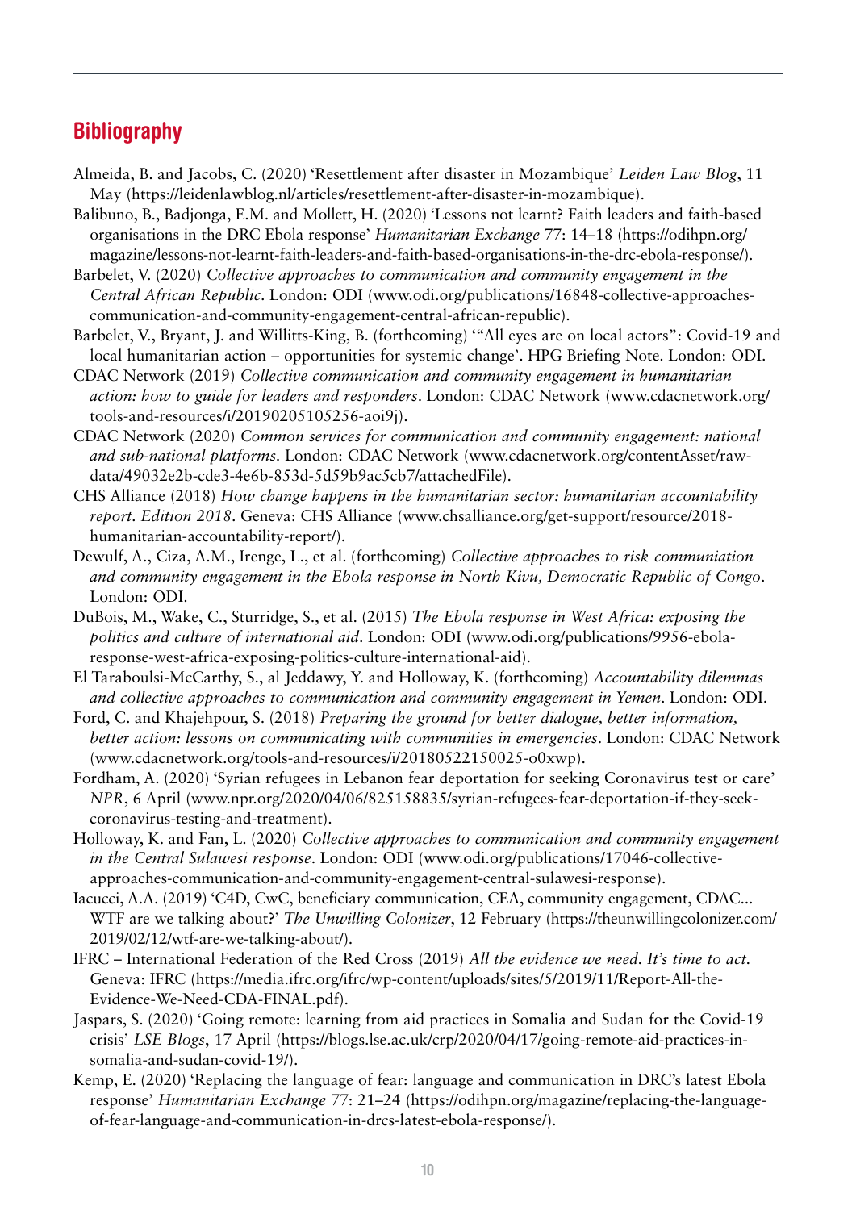## Bibliography

Almeida, B. and Jacobs, C. (2020) 'Resettlement after disaster in Mozambique' *Leiden Law Blog*, 11 May (https://leidenlawblog.nl/articles/resettlement-after-disaster-in-mozambique).

Balibuno, B., Badjonga, E.M. and Mollett, H. (2020) 'Lessons not learnt? Faith leaders and faith-based organisations in the DRC Ebola response' *Humanitarian Exchange* 77: 14–18 (https://odihpn.org/magazine/lessons-not-learnt-faith-leaders-and-faith-based-organisations-in-the-drc-ebola-response/).

Barbelet, V. (2020) *Collective approaches to communication and community engagement in the Central African Republic*. London: ODI (www.odi.org/publications/16848-collective-approaches-communication-and-community-engagement-central-african-republic).

Barbelet, V., Bryant, J. and Willitts-King, B. (forthcoming) '"All eyes are on local actors": Covid-19 and local humanitarian action – opportunities for systemic change'. HPG Briefing Note. London: ODI.

CDAC Network (2019) *Collective communication and community engagement in humanitarian action: how to guide for leaders and responders*. London: CDAC Network (www.cdacnetwork.org/tools-and-resources/i/20190205105256-aoi9j).

CDAC Network (2020) *Common services for communication and community engagement: national and sub-national platforms*. London: CDAC Network (www.cdacnetwork.org/contentAsset/raw-data/49032e2b-cde3-4e6b-853d-5d59b9ac5cb7/attachedFile).

CHS Alliance (2018) *How change happens in the humanitarian sector: humanitarian accountability report. Edition 2018*. Geneva: CHS Alliance (www.chsalliance.org/get-support/resource/2018-humanitarian-accountability-report/).

Dewulf, A., Ciza, A.M., Irenge, L., et al. (forthcoming) *Collective approaches to risk communiation and community engagement in the Ebola response in North Kivu, Democratic Republic of Congo*. London: ODI.

DuBois, M., Wake, C., Sturridge, S., et al. (2015) *The Ebola response in West Africa: exposing the politics and culture of international aid*. London: ODI (www.odi.org/publications/9956-ebola-response-west-africa-exposing-politics-culture-international-aid).

El Taraboulsi-McCarthy, S., al Jeddawy, Y. and Holloway, K. (forthcoming) *Accountability dilemmas and collective approaches to communication and community engagement in Yemen*. London: ODI.

Ford, C. and Khajehpour, S. (2018) *Preparing the ground for better dialogue, better information, better action: lessons on communicating with communities in emergencies*. London: CDAC Network (www.cdacnetwork.org/tools-and-resources/i/20180522150025-o0xwp).

Fordham, A. (2020) 'Syrian refugees in Lebanon fear deportation for seeking Coronavirus test or care' *NPR*, 6 April (www.npr.org/2020/04/06/825158835/syrian-refugees-fear-deportation-if-they-seek-coronavirus-testing-and-treatment).

Holloway, K. and Fan, L. (2020) *Collective approaches to communication and community engagement in the Central Sulawesi response*. London: ODI (www.odi.org/publications/17046-collective-approaches-communication-and-community-engagement-central-sulawesi-response).

Iacucci, A.A. (2019) 'C4D, CwC, beneficiary communication, CEA, community engagement, CDAC… WTF are we talking about?' *The Unwilling Colonizer*, 12 February (https://theunwillingcolonizer.com/2019/02/12/wtf-are-we-talking-about/).

IFRC – International Federation of the Red Cross (2019) *All the evidence we need. It's time to act*. Geneva: IFRC (https://media.ifrc.org/ifrc/wp-content/uploads/sites/5/2019/11/Report-All-the-Evidence-We-Need-CDA-FINAL.pdf).

Jaspars, S. (2020) 'Going remote: learning from aid practices in Somalia and Sudan for the Covid-19 crisis' *LSE Blogs*, 17 April (https://blogs.lse.ac.uk/crp/2020/04/17/going-remote-aid-practices-in-somalia-and-sudan-covid-19/).

Kemp, E. (2020) 'Replacing the language of fear: language and communication in DRC's latest Ebola response' *Humanitarian Exchange* 77: 21–24 (https://odihpn.org/magazine/replacing-the-language-of-fear-language-and-communication-in-drcs-latest-ebola-response/).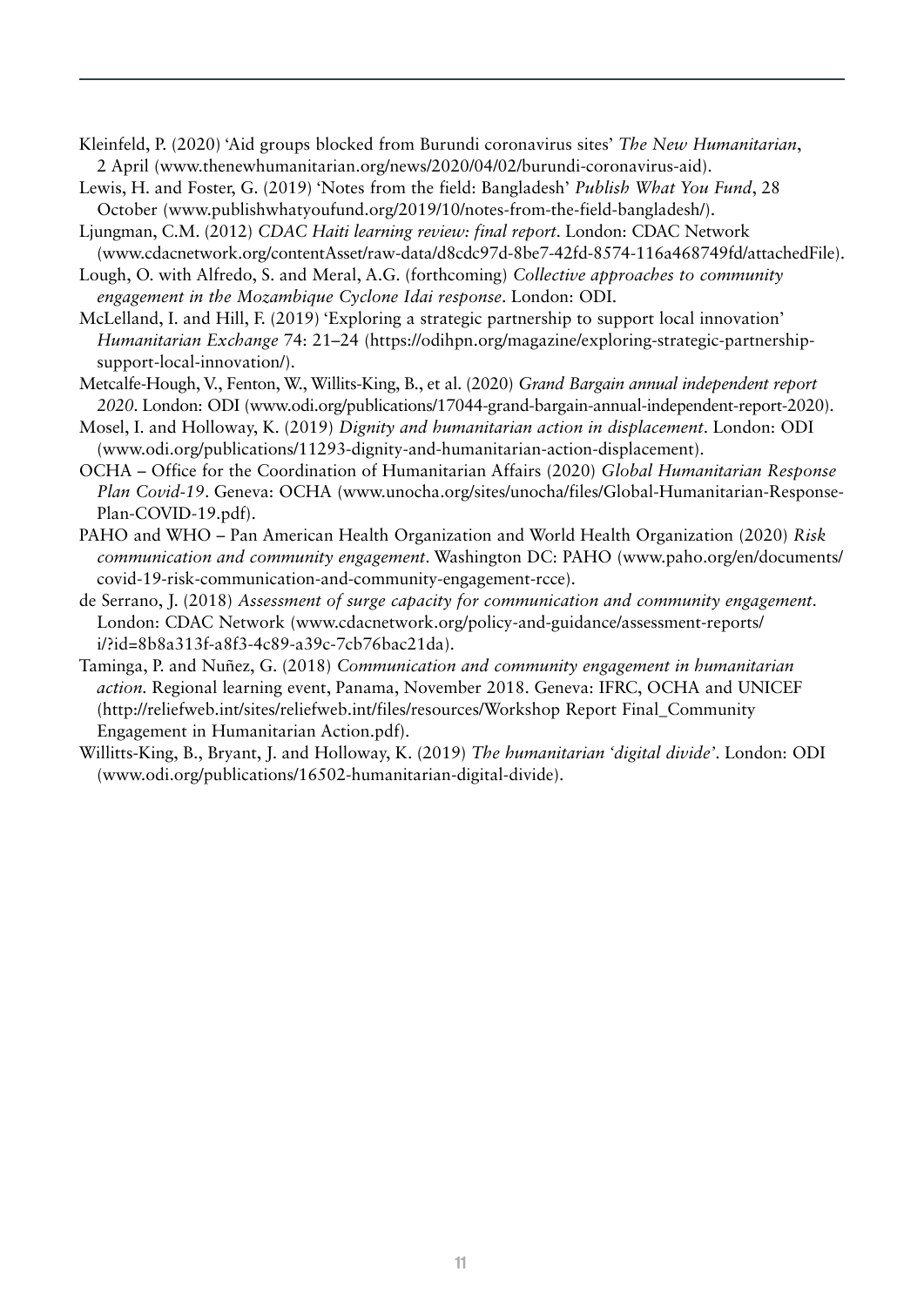Kleinfeld, P. (2020) 'Aid groups blocked from Burundi coronavirus sites' *The New Humanitarian*, 2 April (www.thenewhumanitarian.org/news/2020/04/02/burundi-coronavirus-aid).

Lewis, H. and Foster, G. (2019) 'Notes from the field: Bangladesh' *Publish What You Fund*, 28 October (www.publishwhatyoufund.org/2019/10/notes-from-the-field-bangladesh/).

Ljungman, C.M. (2012) *CDAC Haiti learning review: final report*. London: CDAC Network (www.cdacnetwork.org/contentAsset/raw-data/d8cdc97d-8be7-42fd-8574-116a468749fd/attachedFile).

Lough, O. with Alfredo, S. and Meral, A.G. (forthcoming) *Collective approaches to community engagement in the Mozambique Cyclone Idai response*. London: ODI.

McLelland, I. and Hill, F. (2019) 'Exploring a strategic partnership to support local innovation' *Humanitarian Exchange* 74: 21–24 (https://odihpn.org/magazine/exploring-strategic-partnership-support-local-innovation/).

Metcalfe-Hough, V., Fenton, W., Willits-King, B., et al. (2020) *Grand Bargain annual independent report 2020*. London: ODI (www.odi.org/publications/17044-grand-bargain-annual-independent-report-2020).

Mosel, I. and Holloway, K. (2019) *Dignity and humanitarian action in displacement*. London: ODI (www.odi.org/publications/11293-dignity-and-humanitarian-action-displacement).

OCHA – Office for the Coordination of Humanitarian Affairs (2020) *Global Humanitarian Response Plan Covid-19*. Geneva: OCHA (www.unocha.org/sites/unocha/files/Global-Humanitarian-Response-Plan-COVID-19.pdf).

PAHO and WHO – Pan American Health Organization and World Health Organization (2020) *Risk communication and community engagement*. Washington DC: PAHO (www.paho.org/en/documents/covid-19-risk-communication-and-community-engagement-rcce).

de Serrano, J. (2018) *Assessment of surge capacity for communication and community engagement*. London: CDAC Network (www.cdacnetwork.org/policy-and-guidance/assessment-reports/i/?id=8b8a313f-a8f3-4c89-a39c-7cb76bac21da).

Taminga, P. and Nuñez, G. (2018) *Communication and community engagement in humanitarian action.* Regional learning event, Panama, November 2018. Geneva: IFRC, OCHA and UNICEF (http://reliefweb.int/sites/reliefweb.int/files/resources/Workshop Report Final_Community Engagement in Humanitarian Action.pdf).

Willitts-King, B., Bryant, J. and Holloway, K. (2019) *The humanitarian 'digital divide'*. London: ODI (www.odi.org/publications/16502-humanitarian-digital-divide).